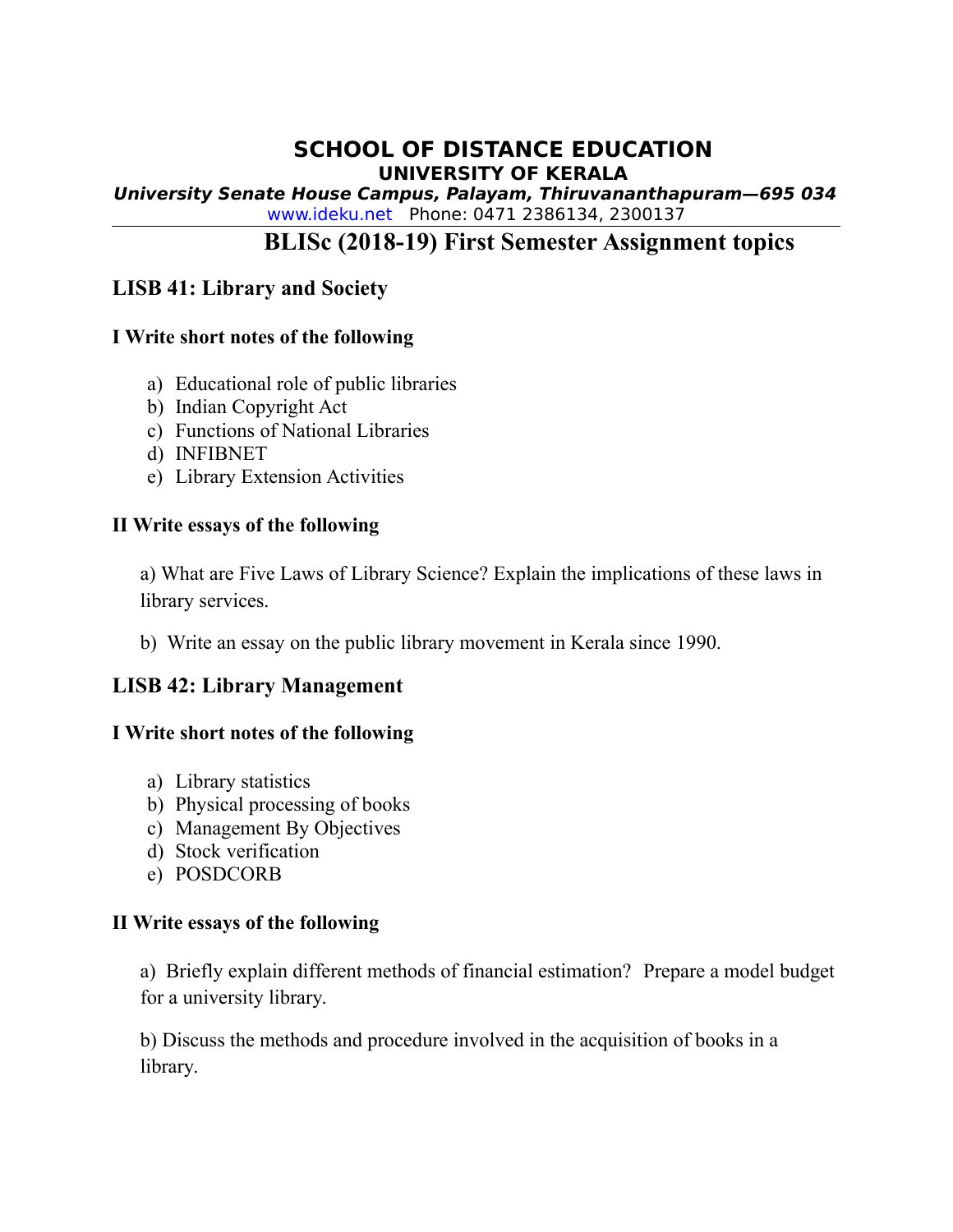# SCHOOL OF DISTANCE EDUCATION

## UNIVERSITY OF KERALA

***University Senate House Campus, Palayam, Thiruvananthapuram—695 034***

www.ideku.net Phone: 0471 2386134, 2300137

---

## BLISc (2018-19) First Semester Assignment topics

### LISB 41: Library and Society

**I Write short notes of the following**

a) Educational role of public libraries
b) Indian Copyright Act
c) Functions of National Libraries
d) INFIBNET
e) Library Extension Activities

**II Write essays of the following**

a) What are Five Laws of Library Science? Explain the implications of these laws in library services.

b) Write an essay on the public library movement in Kerala since 1990.

### LISB 42: Library Management

**I Write short notes of the following**

a) Library statistics
b) Physical processing of books
c) Management By Objectives
d) Stock verification
e) POSDCORB

**II Write essays of the following**

a) Briefly explain different methods of financial estimation? Prepare a model budget for a university library.

b) Discuss the methods and procedure involved in the acquisition of books in a library.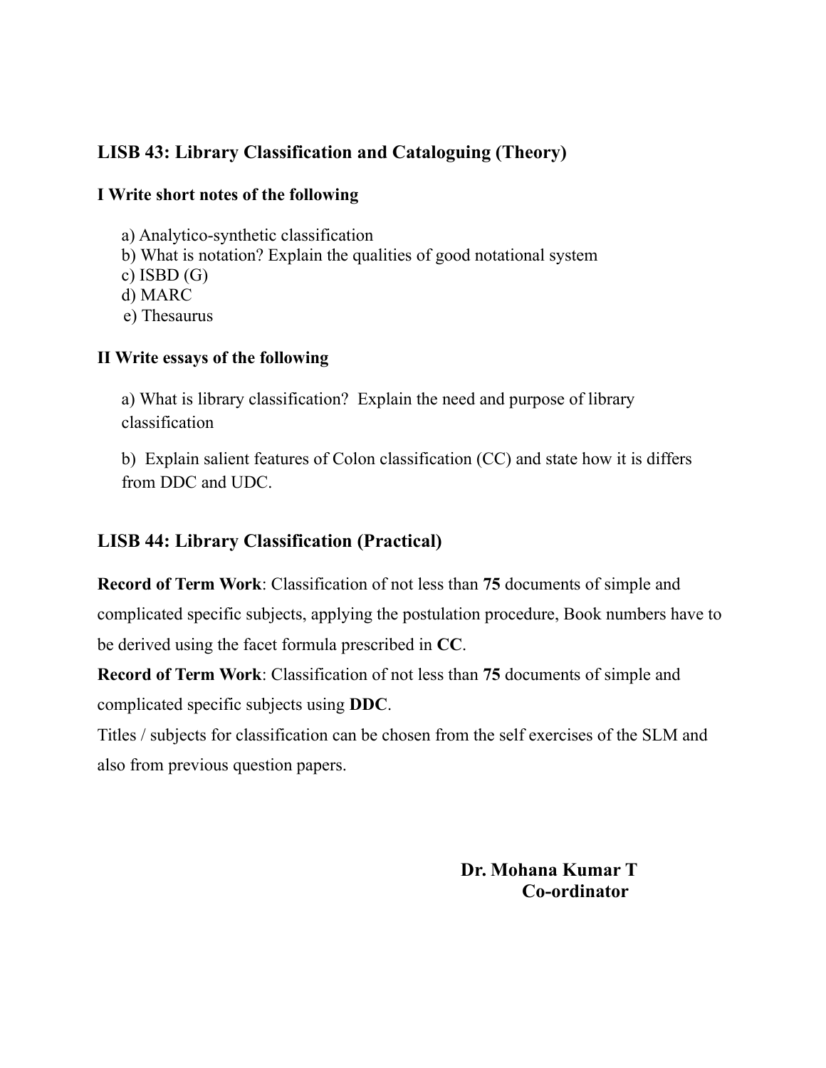## LISB 43: Library Classification and Cataloguing (Theory)

**I Write short notes of the following**

a) Analytico-synthetic classification
b) What is notation? Explain the qualities of good notational system
c) ISBD (G)
d) MARC
e) Thesaurus

**II Write essays of the following**

a) What is library classification? Explain the need and purpose of library classification

b) Explain salient features of Colon classification (CC) and state how it is differs from DDC and UDC.

## LISB 44: Library Classification (Practical)

**Record of Term Work**: Classification of not less than **75** documents of simple and complicated specific subjects, applying the postulation procedure, Book numbers have to be derived using the facet formula prescribed in **CC**.

**Record of Term Work**: Classification of not less than **75** documents of simple and complicated specific subjects using **DDC**.

Titles / subjects for classification can be chosen from the self exercises of the SLM and also from previous question papers.

**Dr. Mohana Kumar T**
**Co-ordinator**